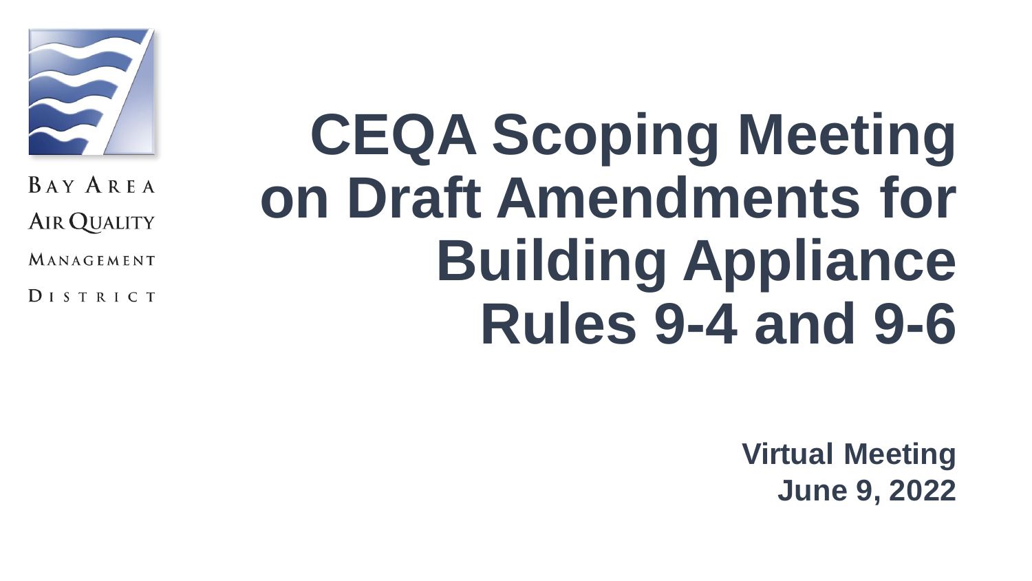Bay Area Air Quality Management District

# CEQA Scoping Meeting on Draft Amendments for Building Appliance Rules 9-4 and 9-6

**Virtual Meeting**
**June 9, 2022**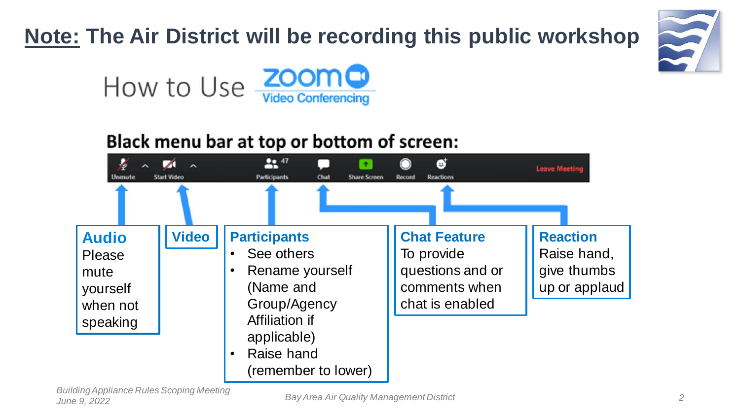# **Note:** The Air District will be recording this public workshop

## How to Use Zoom Video Conferencing

**Black menu bar at top or bottom of screen:**

Unmute | Start Video | Participants 47 | Chat | Share Screen | Record | Reactions | Leave Meeting

**Audio**
Please mute yourself when not speaking

**Video**

**Participants**
- See others
- Rename yourself (Name and Group/Agency Affiliation if applicable)
- Raise hand (remember to lower)

**Chat Feature**
To provide questions and or comments when chat is enabled

**Reaction**
Raise hand, give thumbs up or applaud

*Building Appliance Rules Scoping Meeting*
*June 9, 2022*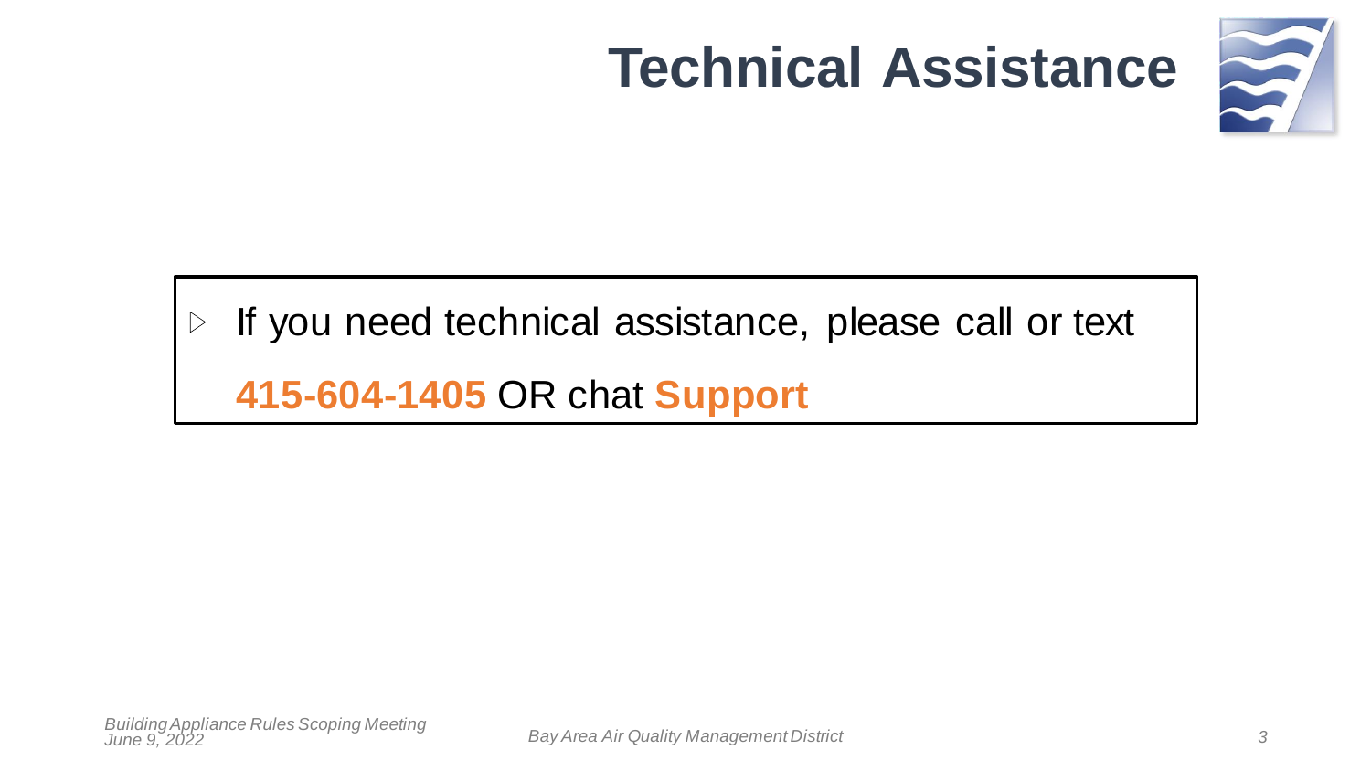# Technical Assistance

- If you need technical assistance, please call or text **415-604-1405** OR chat **Support**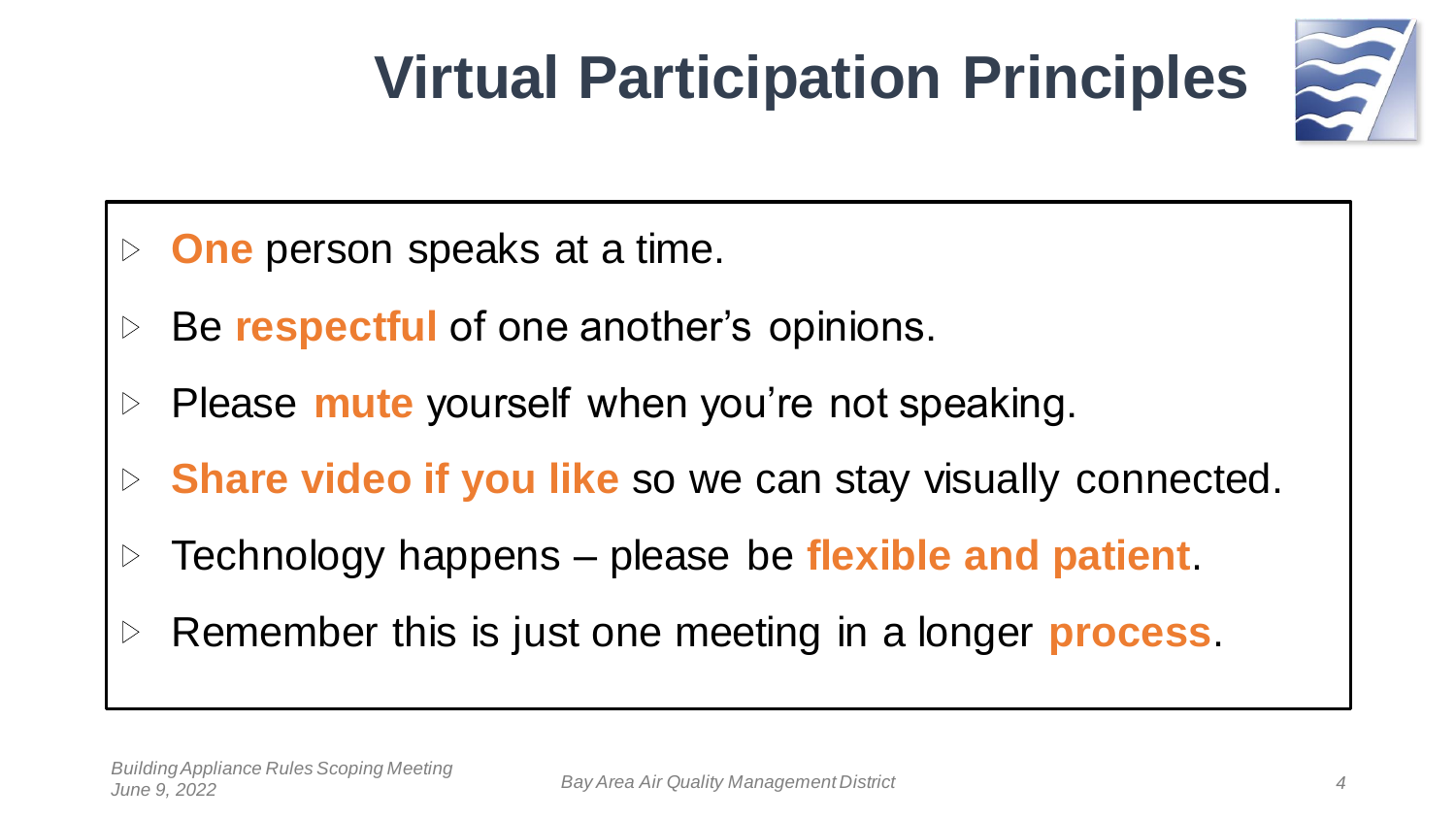# Virtual Participation Principles

- **One** person speaks at a time.
- Be **respectful** of one another's opinions.
- Please **mute** yourself when you're not speaking.
- **Share video if you like** so we can stay visually connected.
- Technology happens – please be **flexible and patient**.
- Remember this is just one meeting in a longer **process**.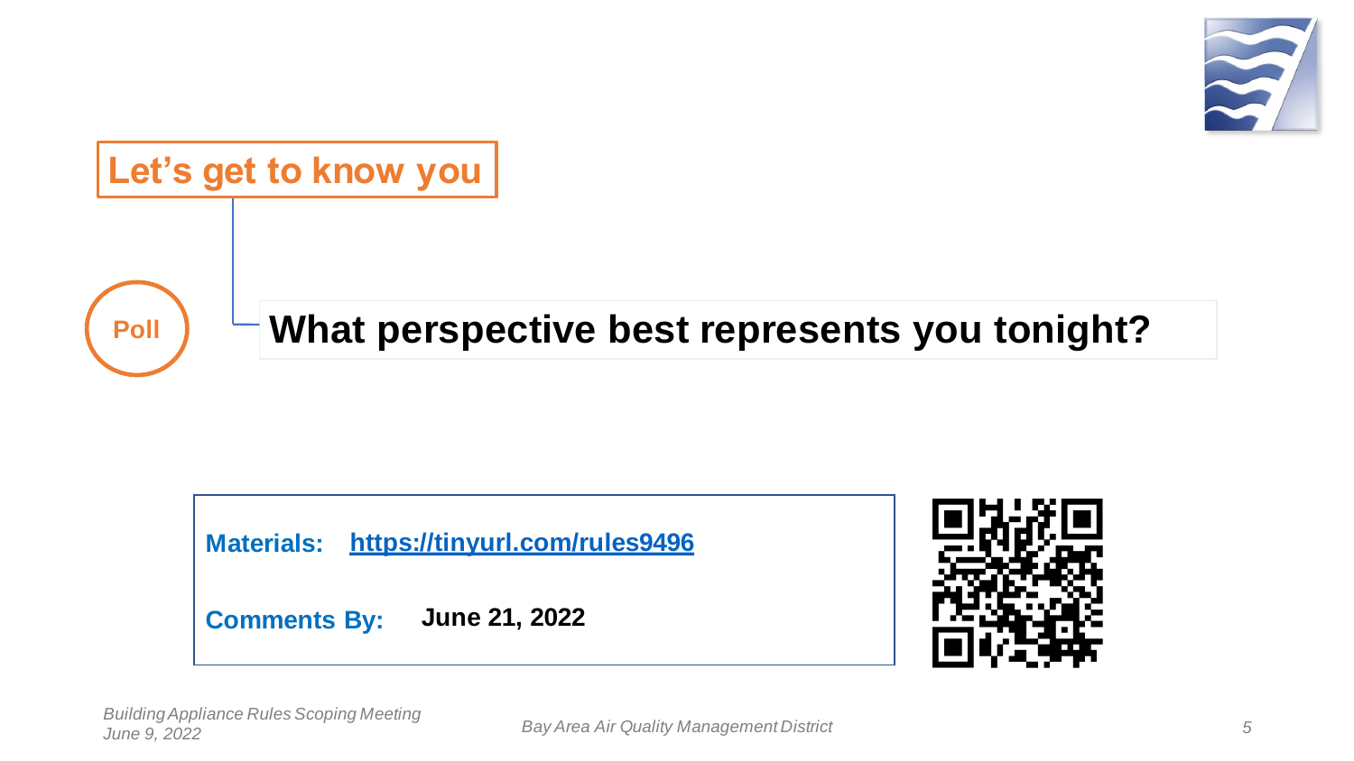# Let's get to know you

**Poll**

## What perspective best represents you tonight?

**Materials:** [https://tinyurl.com/rules9496](https://tinyurl.com/rules9496)

**Comments By:** **June 21, 2022**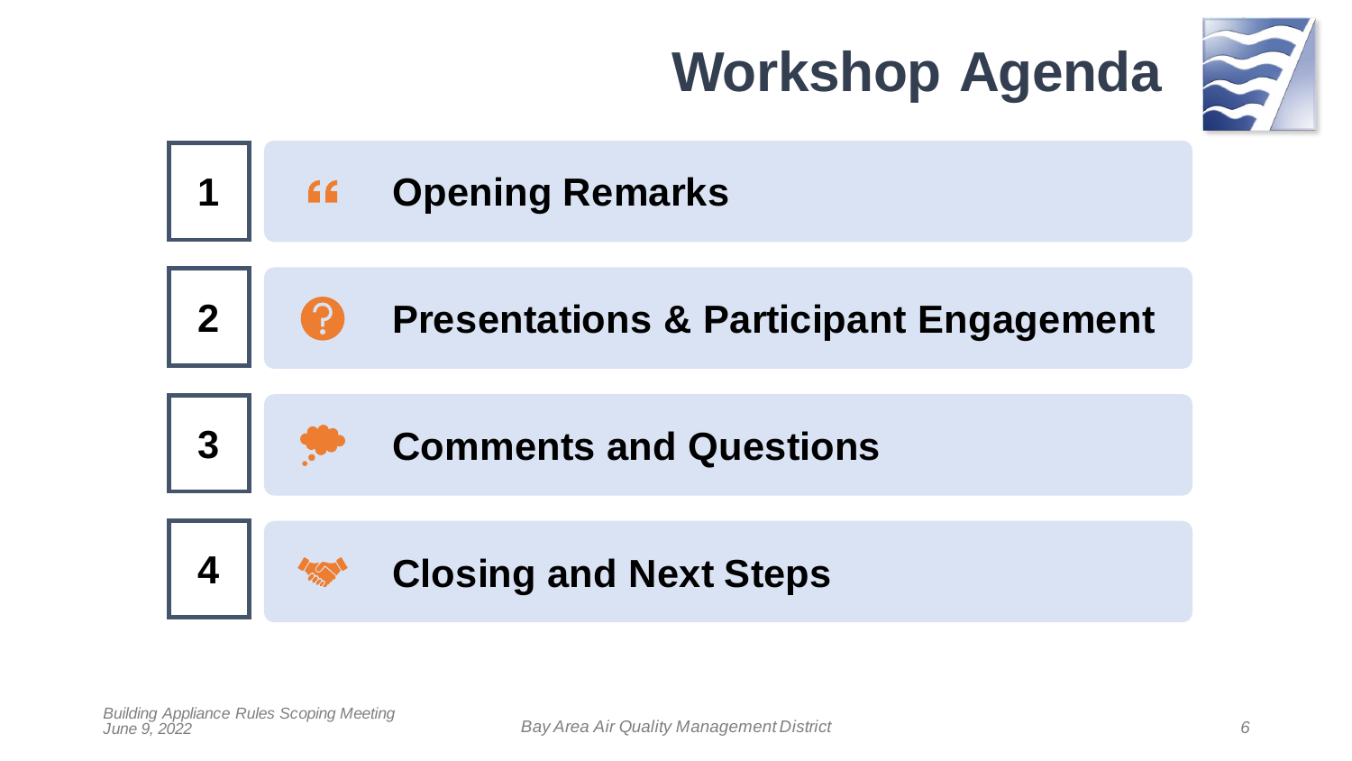# Workshop Agenda

1. **Opening Remarks**
2. **Presentations & Participant Engagement**
3. **Comments and Questions**
4. **Closing and Next Steps**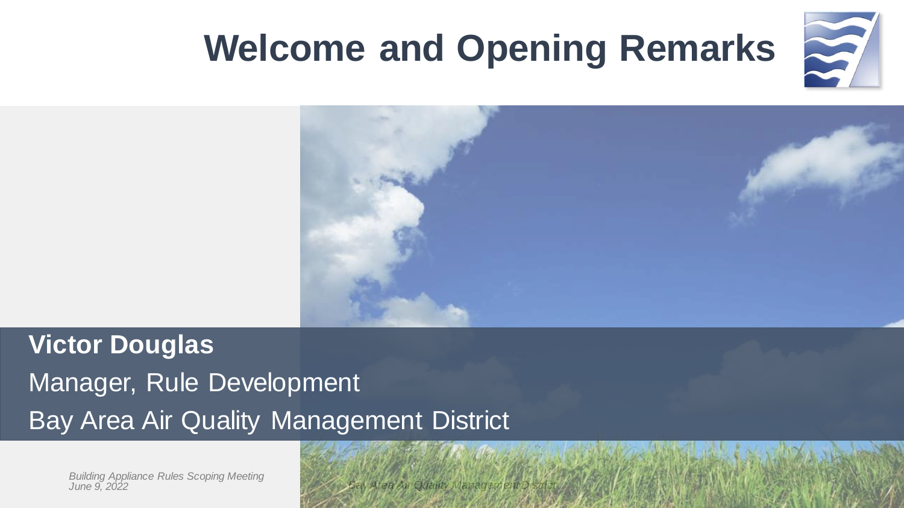# Welcome and Opening Remarks

**Victor Douglas**

Manager, Rule Development

Bay Area Air Quality Management District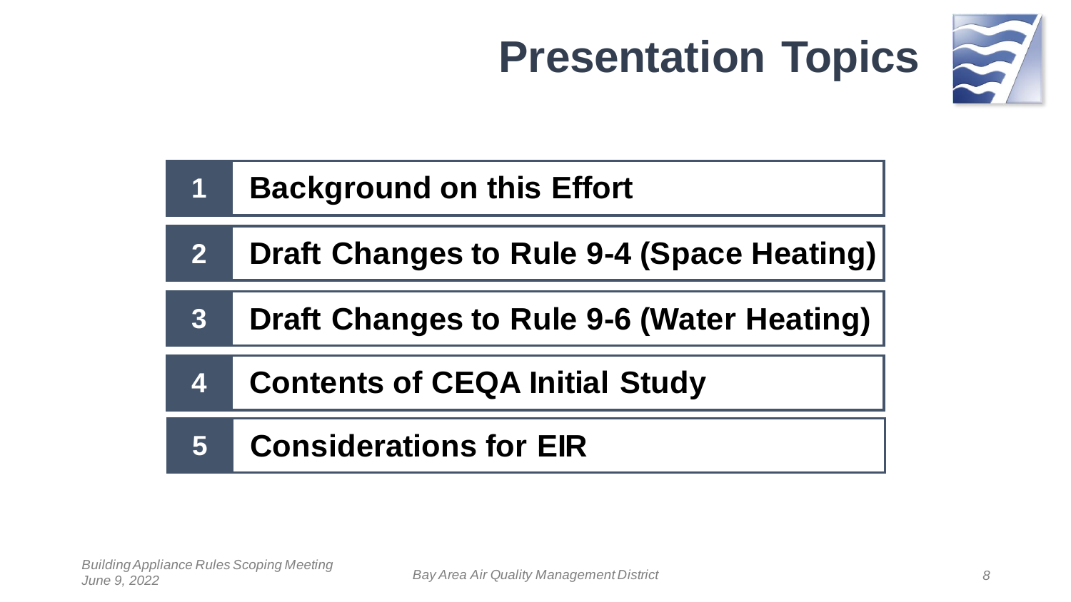# Presentation Topics

1. Background on this Effort
2. Draft Changes to Rule 9-4 (Space Heating)
3. Draft Changes to Rule 9-6 (Water Heating)
4. Contents of CEQA Initial Study
5. Considerations for EIR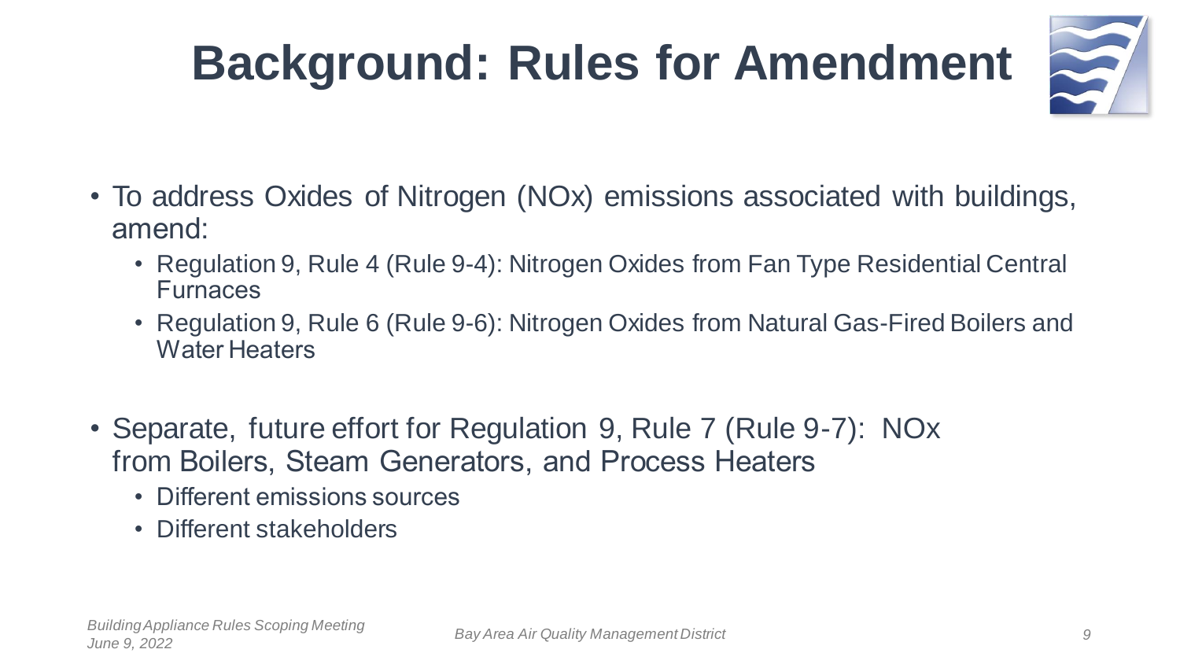# Background: Rules for Amendment

- To address Oxides of Nitrogen (NOx) emissions associated with buildings, amend:
  - Regulation 9, Rule 4 (Rule 9-4): Nitrogen Oxides from Fan Type Residential Central Furnaces
  - Regulation 9, Rule 6 (Rule 9-6): Nitrogen Oxides from Natural Gas-Fired Boilers and Water Heaters

- Separate, future effort for Regulation 9, Rule 7 (Rule 9-7): NOx from Boilers, Steam Generators, and Process Heaters
  - Different emissions sources
  - Different stakeholders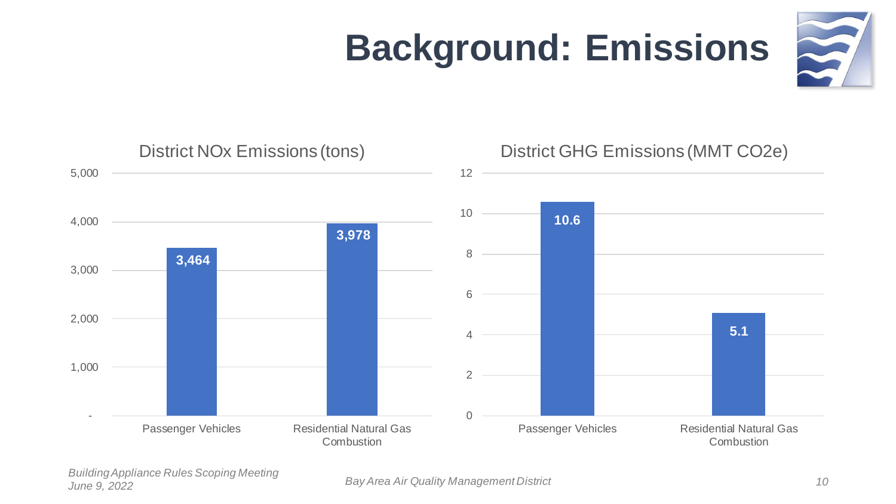# Background: Emissions

**District NOx Emissions (tons)**

| | Passenger Vehicles | Residential Natural Gas Combustion |
|---|---|---|
| NOx (tons) | 3,464 | 3,978 |

**District GHG Emissions (MMT CO2e)**

| | Passenger Vehicles | Residential Natural Gas Combustion |
|---|---|---|
| GHG (MMT CO2e) | 10.6 | 5.1 |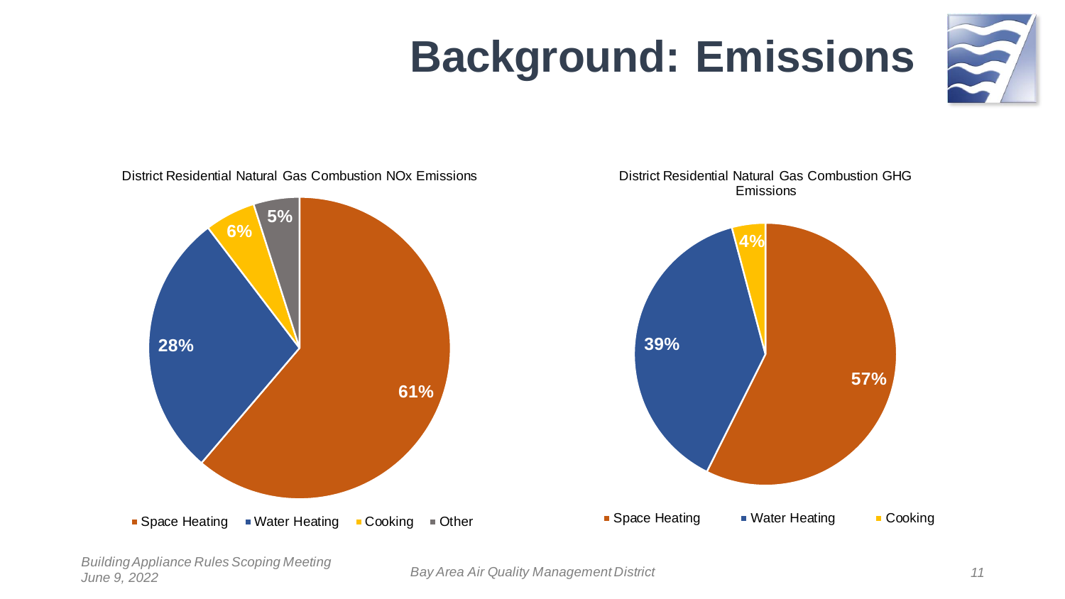# Background: Emissions

District Residential Natural Gas Combustion NOx Emissions

| Category | Share |
| --- | --- |
| Space Heating | 61% |
| Water Heating | 28% |
| Cooking | 6% |
| Other | 5% |

District Residential Natural Gas Combustion GHG Emissions

| Category | Share |
| --- | --- |
| Space Heating | 57% |
| Water Heating | 39% |
| Cooking | 4% |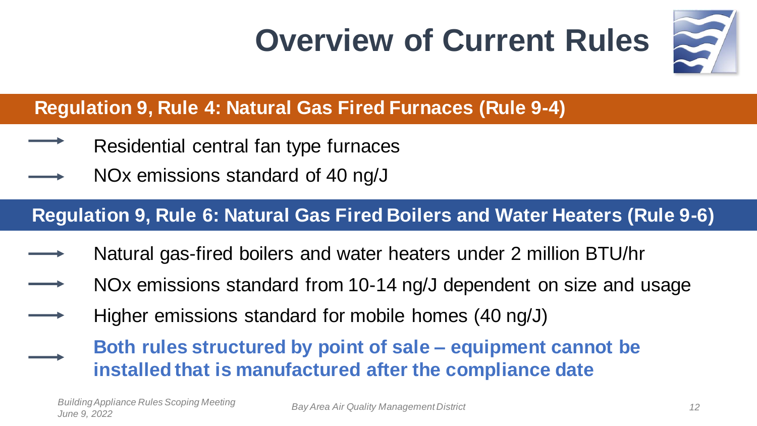# Overview of Current Rules

## Regulation 9, Rule 4: Natural Gas Fired Furnaces (Rule 9-4)

- Residential central fan type furnaces
- NOx emissions standard of 40 ng/J

## Regulation 9, Rule 6: Natural Gas Fired Boilers and Water Heaters (Rule 9-6)

- Natural gas-fired boilers and water heaters under 2 million BTU/hr
- NOx emissions standard from 10-14 ng/J dependent on size and usage
- Higher emissions standard for mobile homes (40 ng/J)
- **Both rules structured by point of sale – equipment cannot be installed that is manufactured after the compliance date**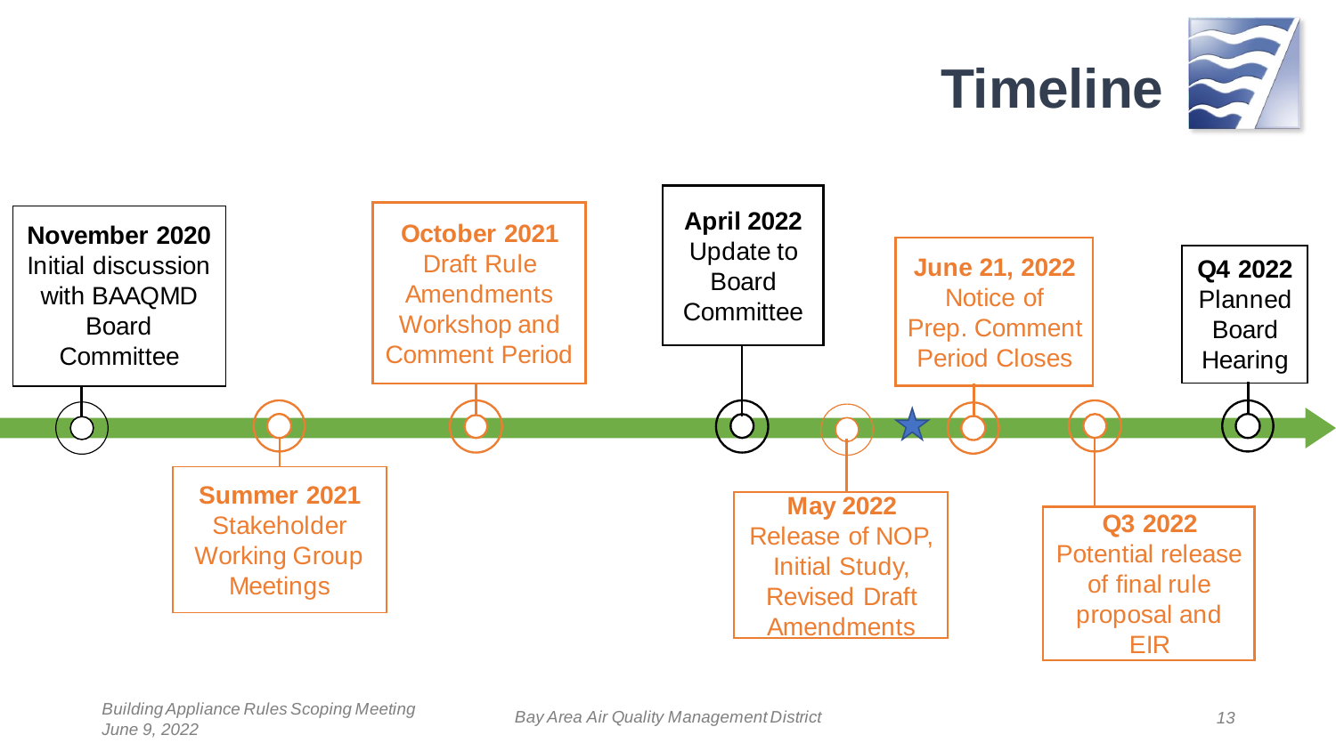# Timeline

- **November 2020** Initial discussion with BAAQMD Board Committee
- **Summer 2021** Stakeholder Working Group Meetings
- **October 2021** Draft Rule Amendments Workshop and Comment Period
- **April 2022** Update to Board Committee
- **May 2022** Release of NOP, Initial Study, Revised Draft Amendments
- **June 21, 2022** Notice of Prep. Comment Period Closes
- **Q3 2022** Potential release of final rule proposal and EIR
- **Q4 2022** Planned Board Hearing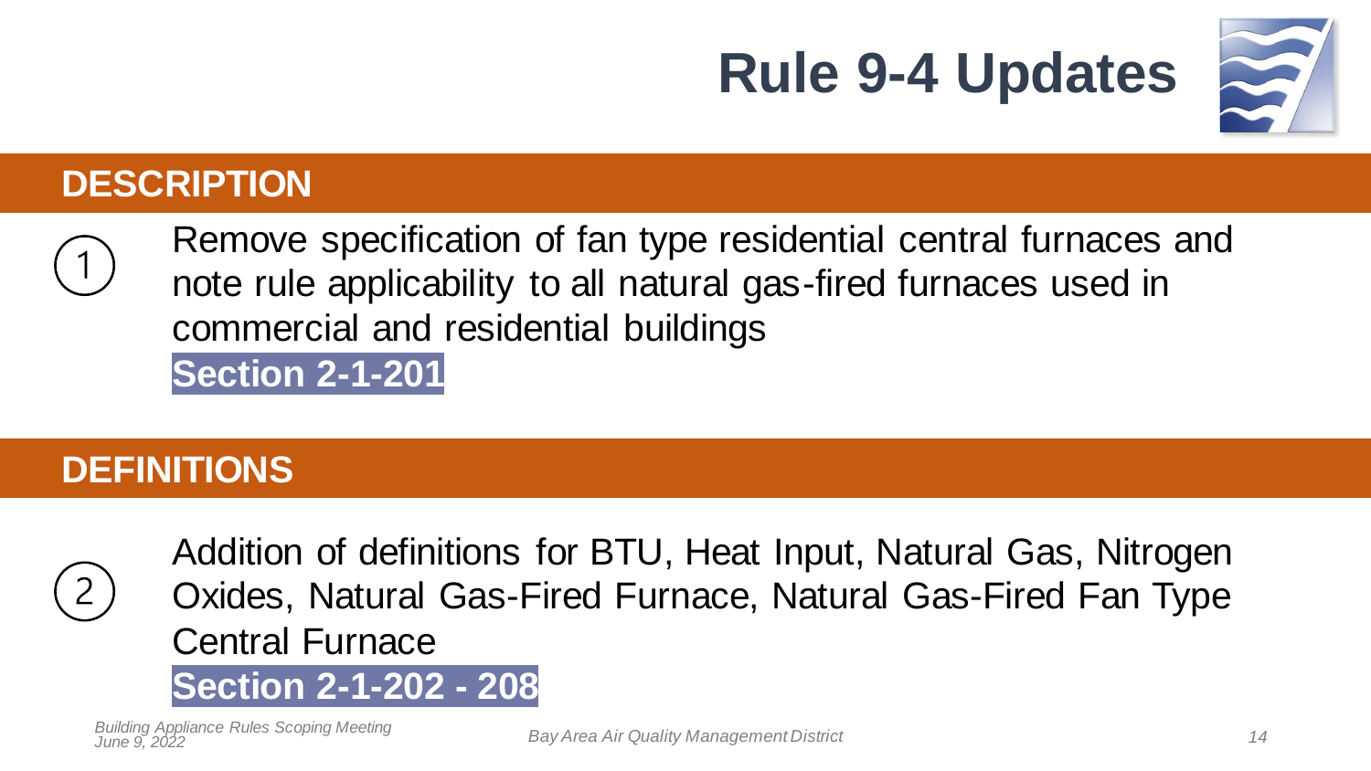# Rule 9-4 Updates

## DESCRIPTION

1. Remove specification of fan type residential central furnaces and note rule applicability to all natural gas-fired furnaces used in commercial and residential buildings
   **Section 2-1-201**

## DEFINITIONS

2. Addition of definitions for BTU, Heat Input, Natural Gas, Nitrogen Oxides, Natural Gas-Fired Furnace, Natural Gas-Fired Fan Type Central Furnace
   **Section 2-1-202 - 208**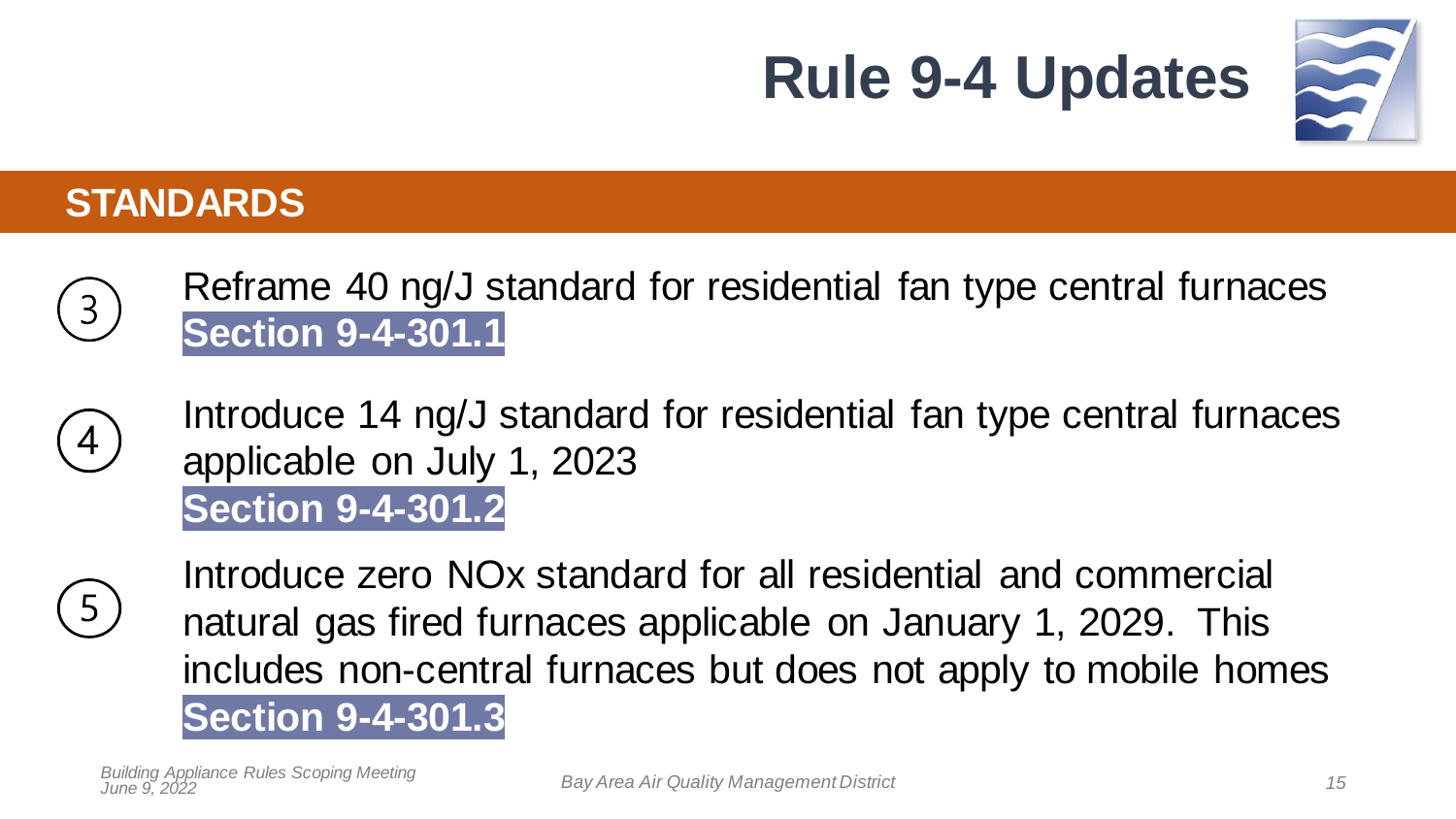# Rule 9-4 Updates

## STANDARDS

3. Reframe 40 ng/J standard for residential fan type central furnaces
   **Section 9-4-301.1**

4. Introduce 14 ng/J standard for residential fan type central furnaces applicable on July 1, 2023
   **Section 9-4-301.2**

5. Introduce zero NOx standard for all residential and commercial natural gas fired furnaces applicable on January 1, 2029. This includes non-central furnaces but does not apply to mobile homes
   **Section 9-4-301.3**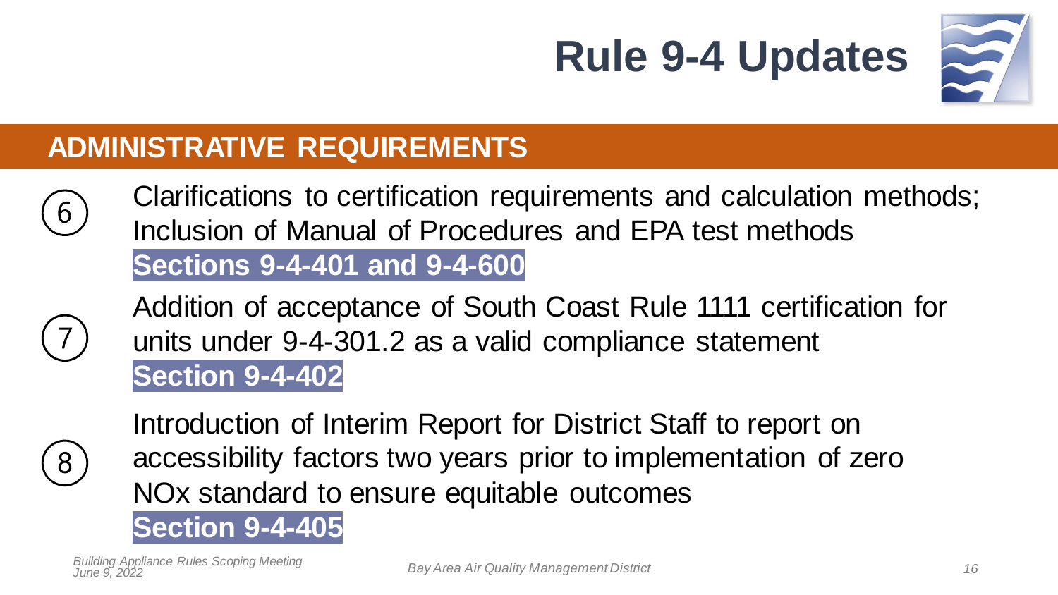# Rule 9-4 Updates

## ADMINISTRATIVE REQUIREMENTS

6. Clarifications to certification requirements and calculation methods; Inclusion of Manual of Procedures and EPA test methods
   **Sections 9-4-401 and 9-4-600**

7. Addition of acceptance of South Coast Rule 1111 certification for units under 9-4-301.2 as a valid compliance statement
   **Section 9-4-402**

8. Introduction of Interim Report for District Staff to report on accessibility factors two years prior to implementation of zero NOx standard to ensure equitable outcomes
   **Section 9-4-405**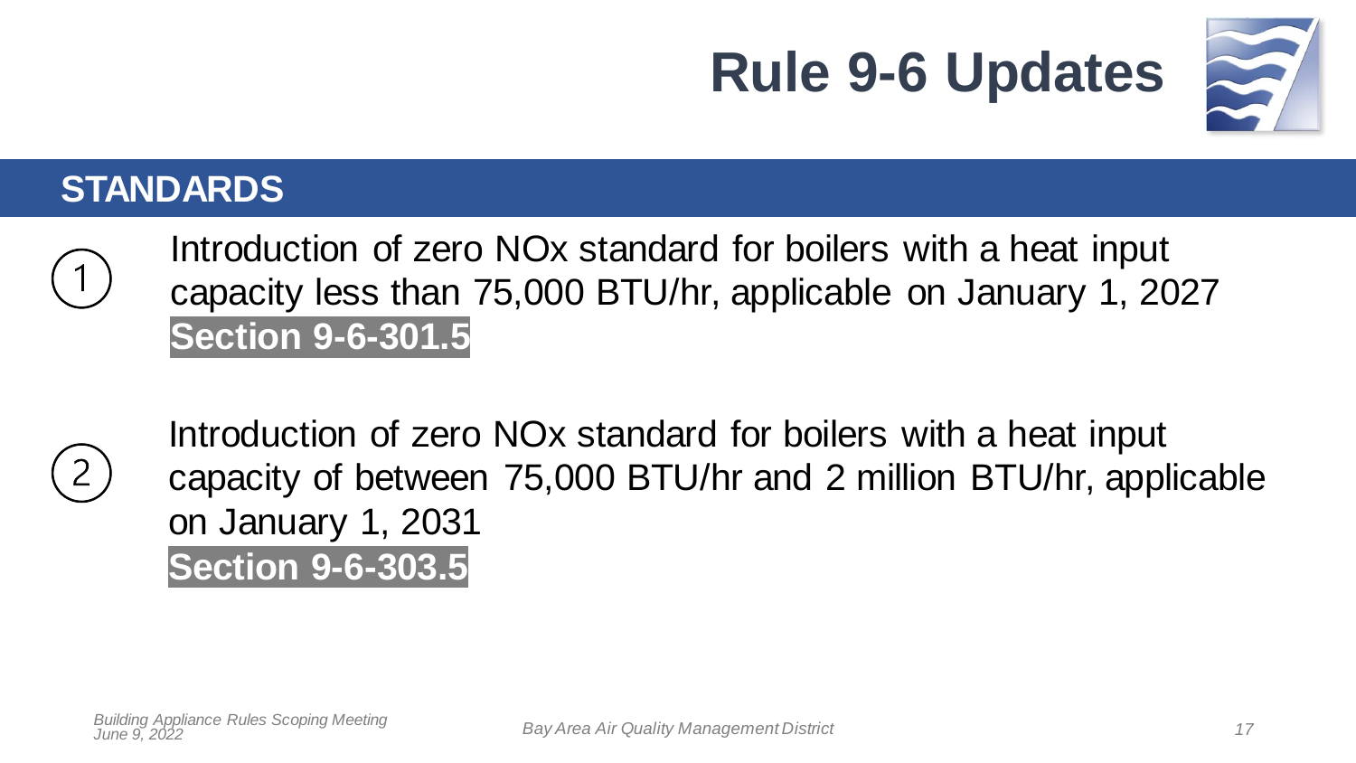# Rule 9-6 Updates

## STANDARDS

1. Introduction of zero NOx standard for boilers with a heat input capacity less than 75,000 BTU/hr, applicable on January 1, 2027
   **Section 9-6-301.5**

2. Introduction of zero NOx standard for boilers with a heat input capacity of between 75,000 BTU/hr and 2 million BTU/hr, applicable on January 1, 2031
   **Section 9-6-303.5**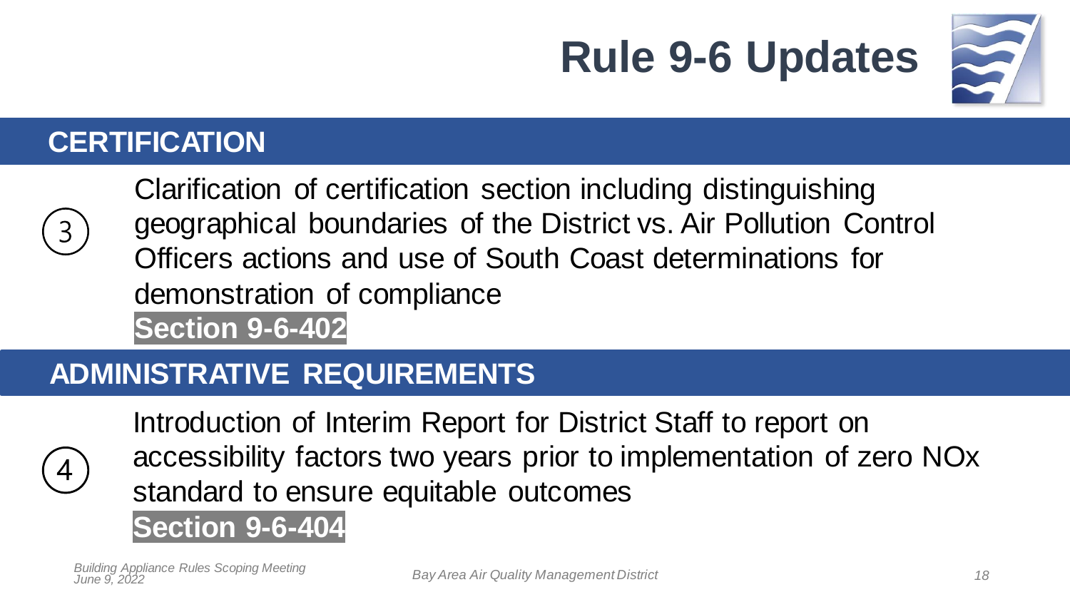# Rule 9-6 Updates

## CERTIFICATION

3. Clarification of certification section including distinguishing geographical boundaries of the District vs. Air Pollution Control Officers actions and use of South Coast determinations for demonstration of compliance
   **Section 9-6-402**

## ADMINISTRATIVE REQUIREMENTS

4. Introduction of Interim Report for District Staff to report on accessibility factors two years prior to implementation of zero NOx standard to ensure equitable outcomes
   **Section 9-6-404**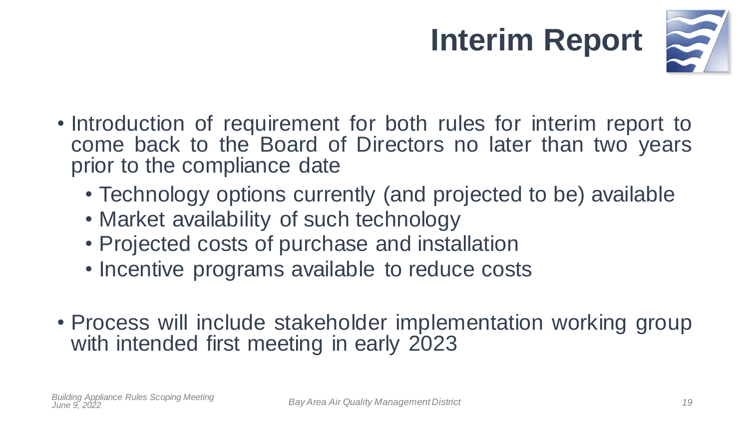# Interim Report

- Introduction of requirement for both rules for interim report to come back to the Board of Directors no later than two years prior to the compliance date
  - Technology options currently (and projected to be) available
  - Market availability of such technology
  - Projected costs of purchase and installation
  - Incentive programs available to reduce costs

- Process will include stakeholder implementation working group with intended first meeting in early 2023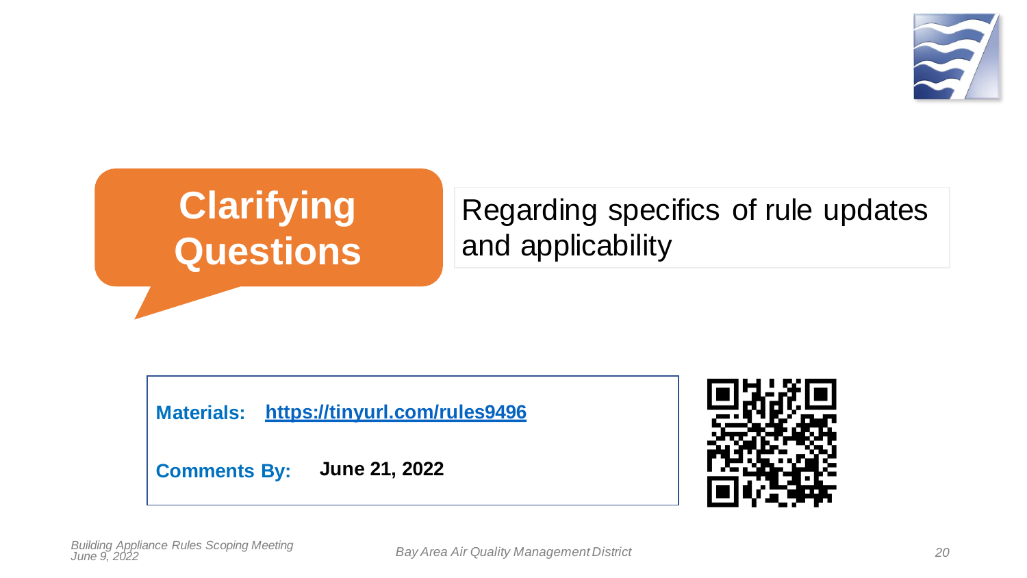# Clarifying Questions

Regarding specifics of rule updates and applicability

**Materials:** **https://tinyurl.com/rules9496**

**Comments By:** **June 21, 2022**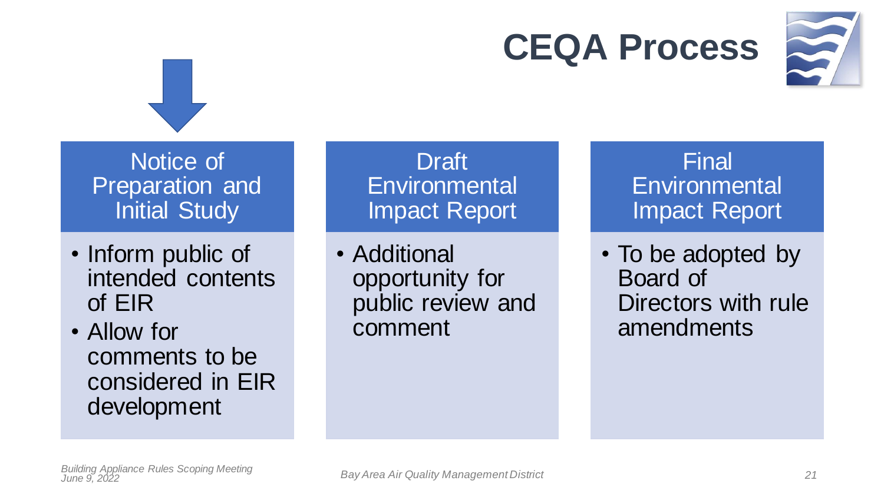# CEQA Process

### Notice of Preparation and Initial Study

- Inform public of intended contents of EIR
- Allow for comments to be considered in EIR development

### Draft Environmental Impact Report

- Additional opportunity for public review and comment

### Final Environmental Impact Report

- To be adopted by Board of Directors with rule amendments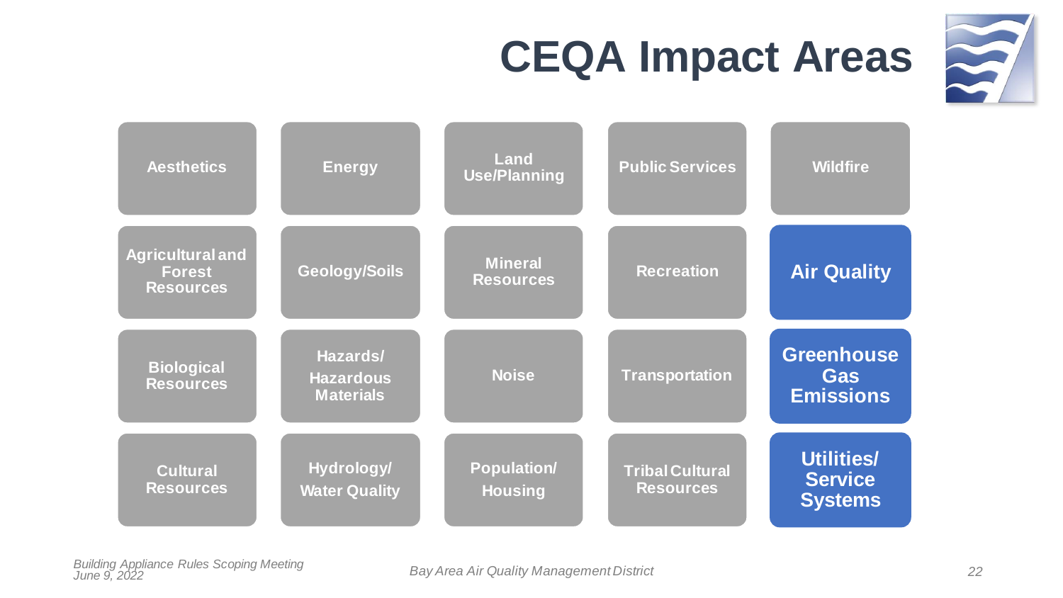# CEQA Impact Areas

| | | | | |
|---|---|---|---|---|
| Aesthetics | Energy | Land Use/Planning | Public Services | Wildfire |
| Agricultural and Forest Resources | Geology/Soils | Mineral Resources | Recreation | **Air Quality** |
| Biological Resources | Hazards/ Hazardous Materials | Noise | Transportation | **Greenhouse Gas Emissions** |
| Cultural Resources | Hydrology/ Water Quality | Population/ Housing | Tribal Cultural Resources | **Utilities/ Service Systems** |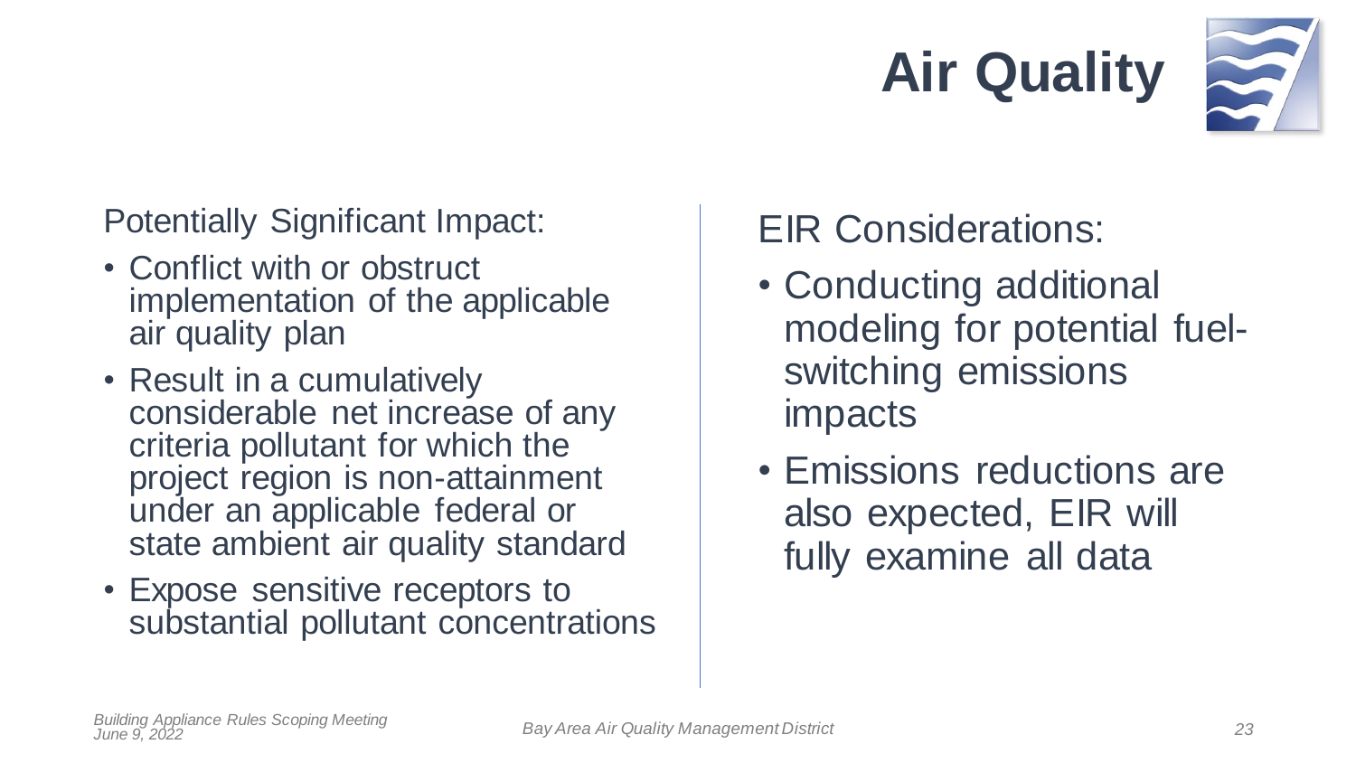# Air Quality

Potentially Significant Impact:

- Conflict with or obstruct implementation of the applicable air quality plan
- Result in a cumulatively considerable net increase of any criteria pollutant for which the project region is non-attainment under an applicable federal or state ambient air quality standard
- Expose sensitive receptors to substantial pollutant concentrations

EIR Considerations:

- Conducting additional modeling for potential fuel-switching emissions impacts
- Emissions reductions are also expected, EIR will fully examine all data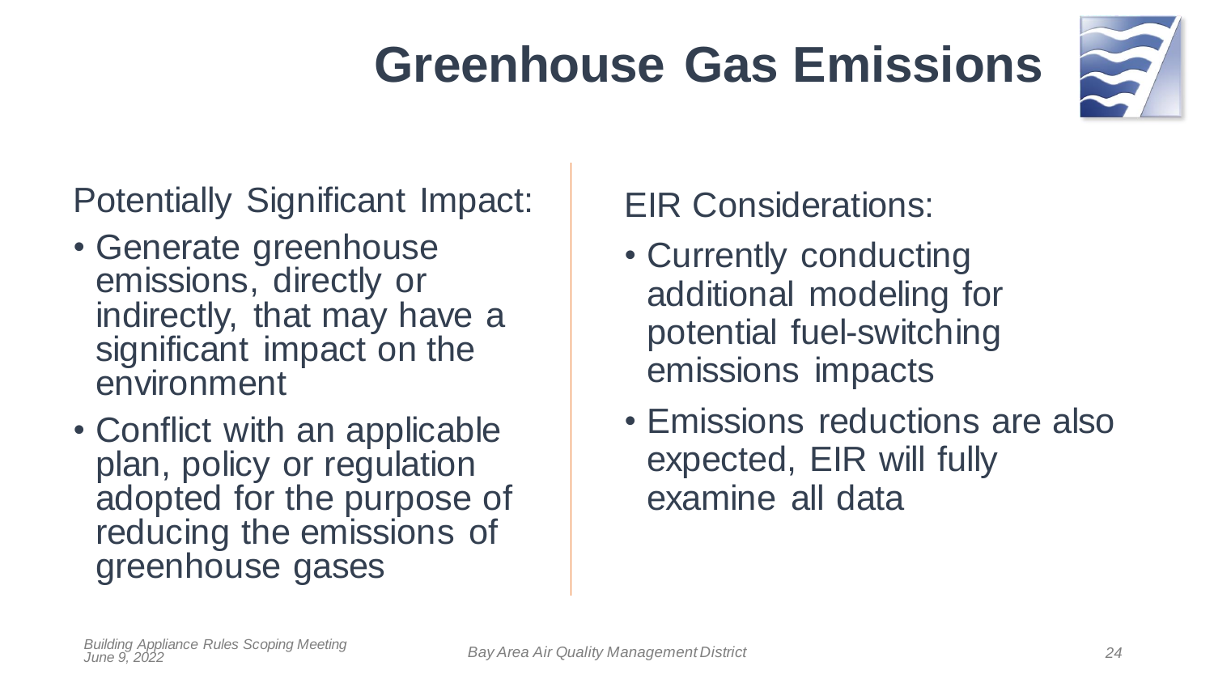# Greenhouse Gas Emissions

Potentially Significant Impact:

- Generate greenhouse emissions, directly or indirectly, that may have a significant impact on the environment
- Conflict with an applicable plan, policy or regulation adopted for the purpose of reducing the emissions of greenhouse gases

EIR Considerations:

- Currently conducting additional modeling for potential fuel-switching emissions impacts
- Emissions reductions are also expected, EIR will fully examine all data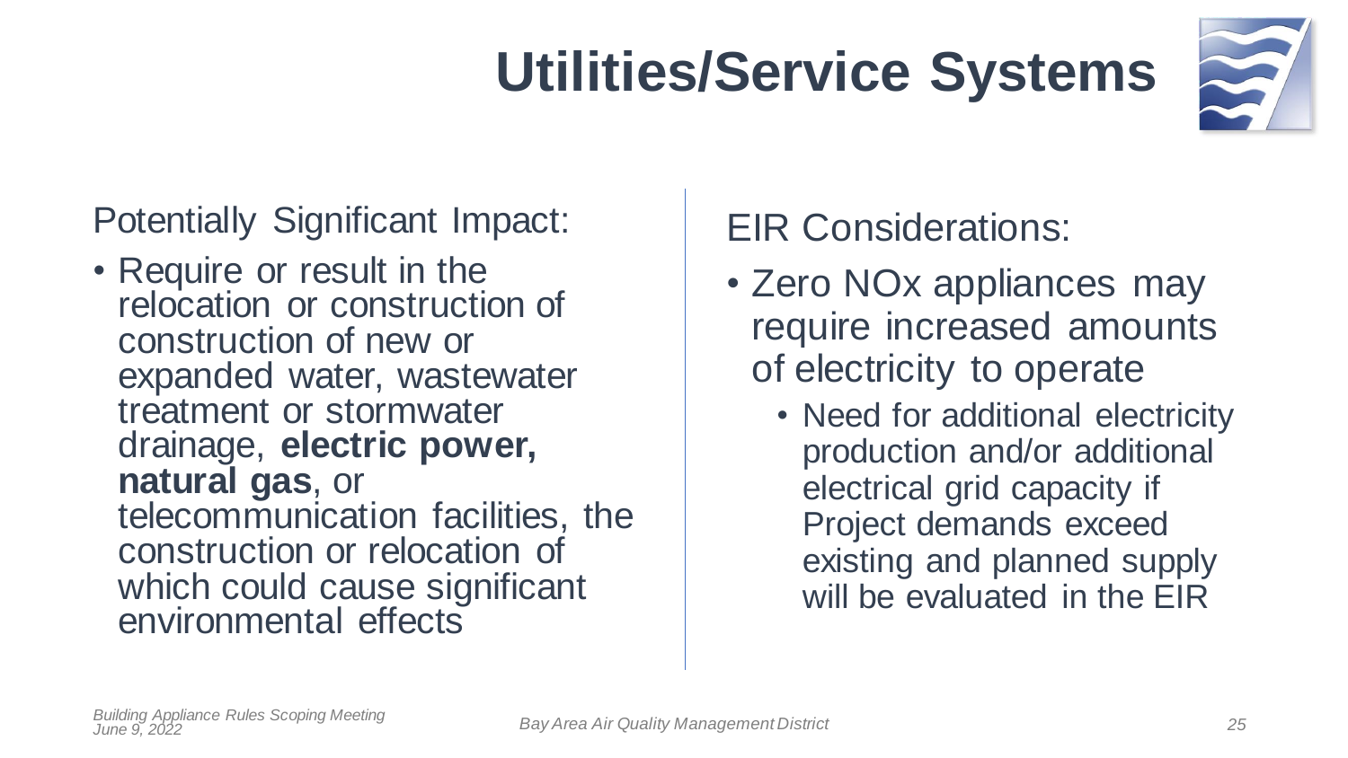# Utilities/Service Systems

Potentially Significant Impact:

- Require or result in the relocation or construction of construction of new or expanded water, wastewater treatment or stormwater drainage, **electric power, natural gas**, or telecommunication facilities, the construction or relocation of which could cause significant environmental effects

EIR Considerations:

- Zero NOx appliances may require increased amounts of electricity to operate
  - Need for additional electricity production and/or additional electrical grid capacity if Project demands exceed existing and planned supply will be evaluated in the EIR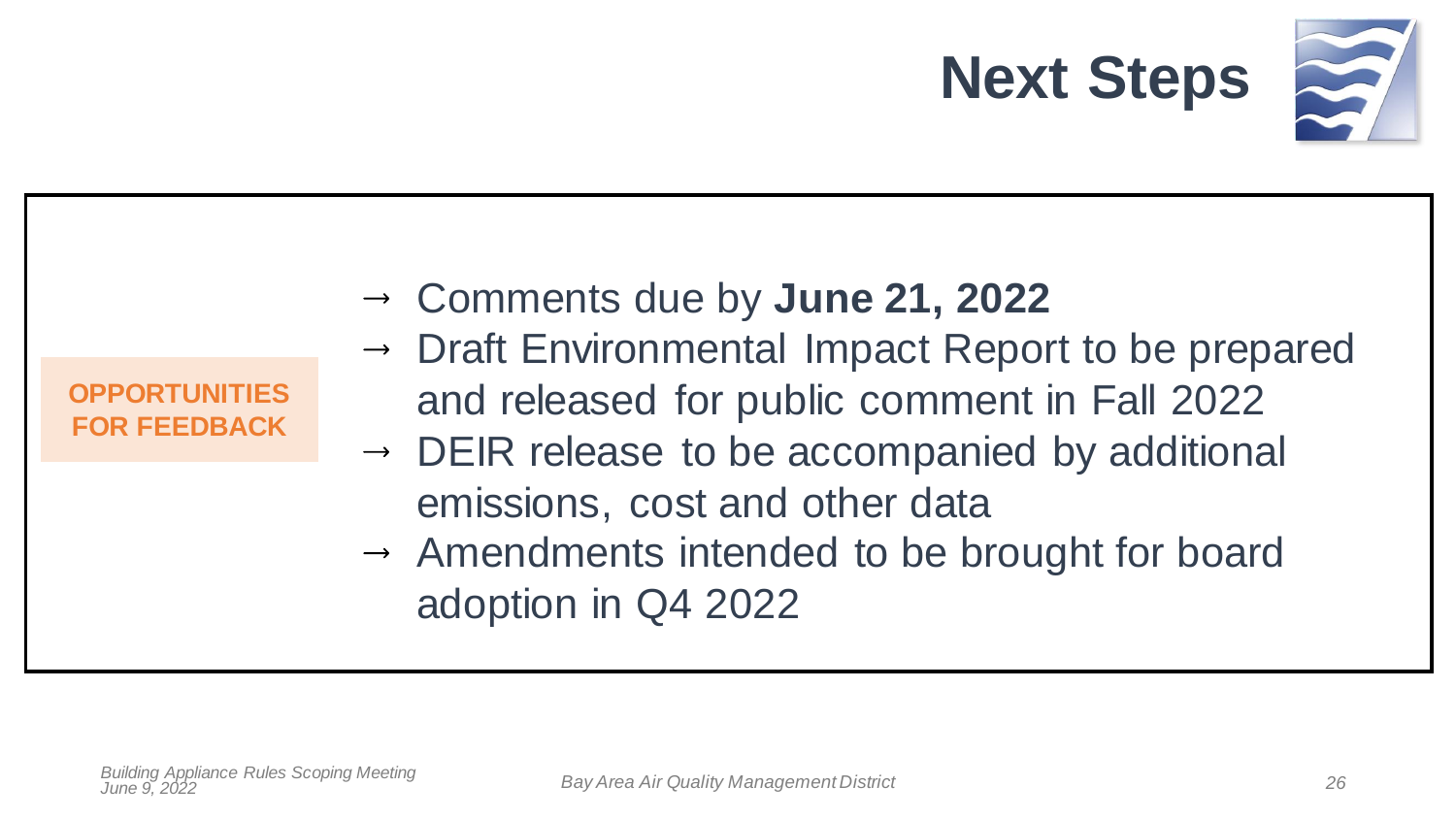# Next Steps

**OPPORTUNITIES FOR FEEDBACK**

- → Comments due by **June 21, 2022**
- → Draft Environmental Impact Report to be prepared and released for public comment in Fall 2022
- → DEIR release to be accompanied by additional emissions, cost and other data
- → Amendments intended to be brought for board adoption in Q4 2022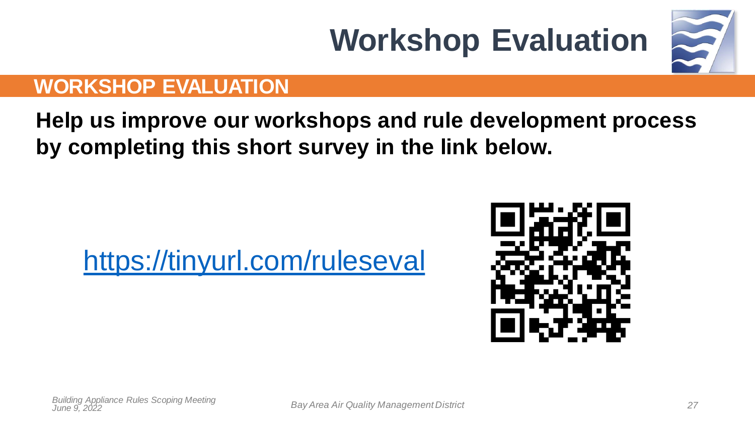# Workshop Evaluation

## WORKSHOP EVALUATION

**Help us improve our workshops and rule development process by completing this short survey in the link below.**

https://tinyurl.com/ruleseval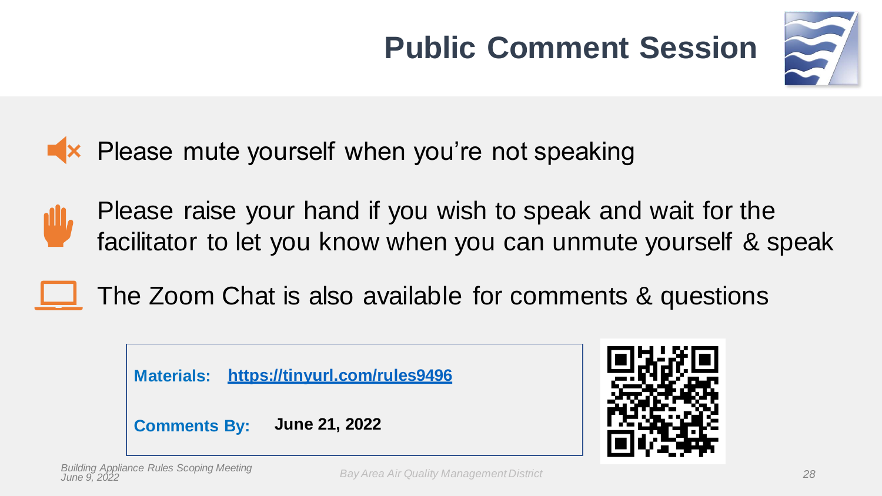# Public Comment Session

- Please mute yourself when you're not speaking
- Please raise your hand if you wish to speak and wait for the facilitator to let you know when you can unmute yourself & speak
- The Zoom Chat is also available for comments & questions

**Materials:** **https://tinyurl.com/rules9496**

**Comments By:** **June 21, 2022**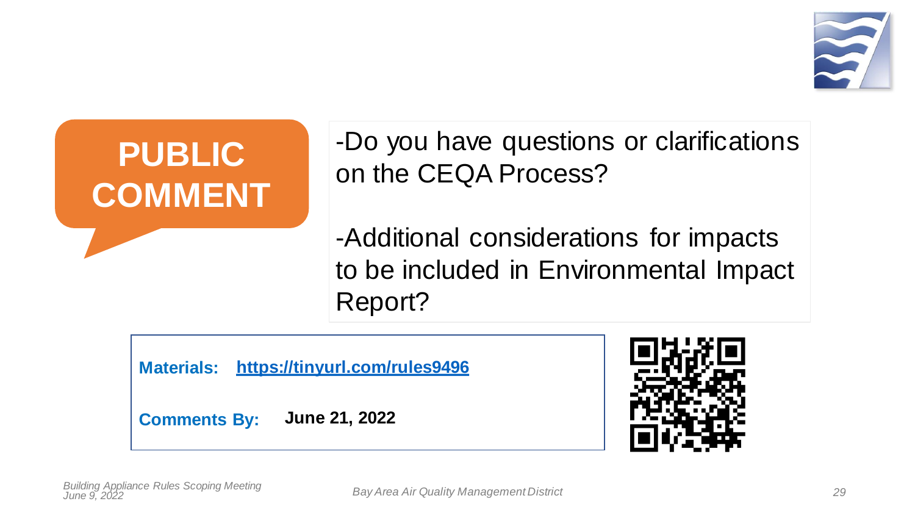# PUBLIC COMMENT

-Do you have questions or clarifications on the CEQA Process?

-Additional considerations for impacts to be included in Environmental Impact Report?

**Materials:** **https://tinyurl.com/rules9496**

**Comments By:** **June 21, 2022**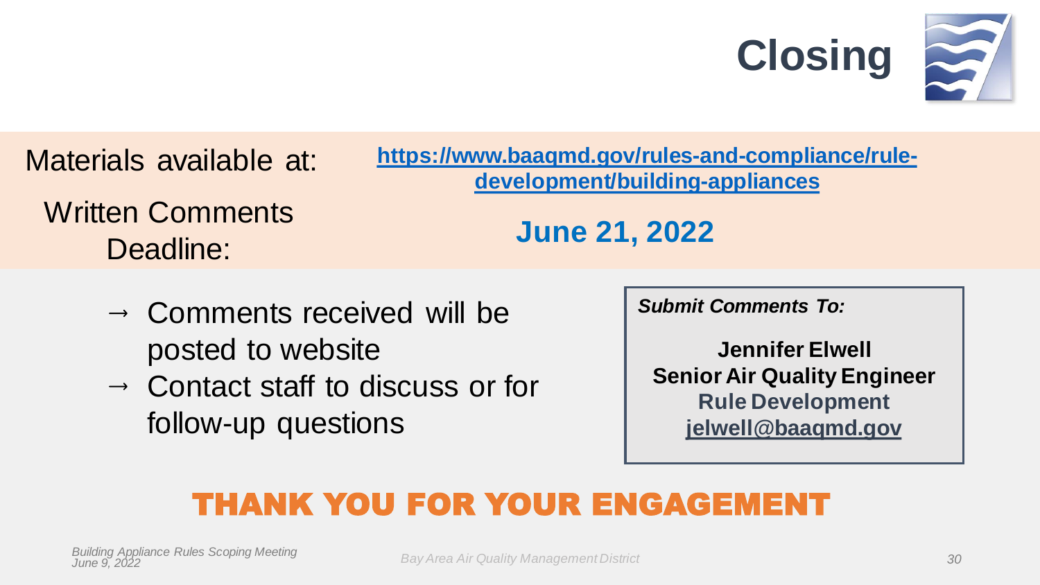# Closing

Materials available at: **https://www.baaqmd.gov/rules-and-compliance/rule-development/building-appliances**

Written Comments Deadline: **June 21, 2022**

- → Comments received will be posted to website
- → Contact staff to discuss or for follow-up questions

***Submit Comments To:***

**Jennifer Elwell**
**Senior Air Quality Engineer**
**Rule Development**
**jelwell@baaqmd.gov**

## THANK YOU FOR YOUR ENGAGEMENT

*Building Appliance Rules Scoping Meeting*
*June 9, 2022*